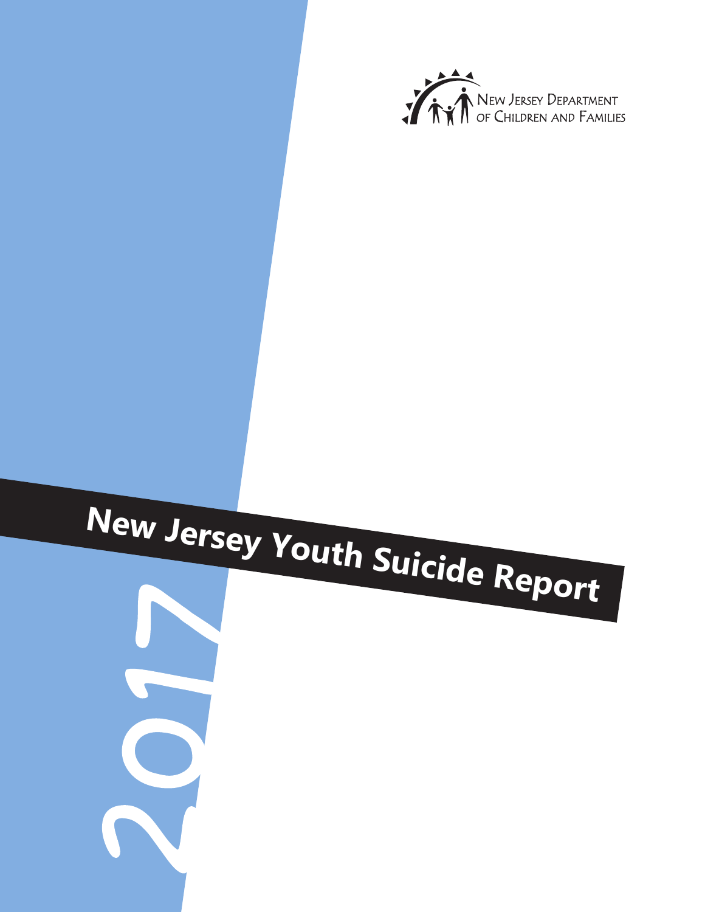New Jersey Department of Children and Families

# New Jersey Youth Suicide Report

2017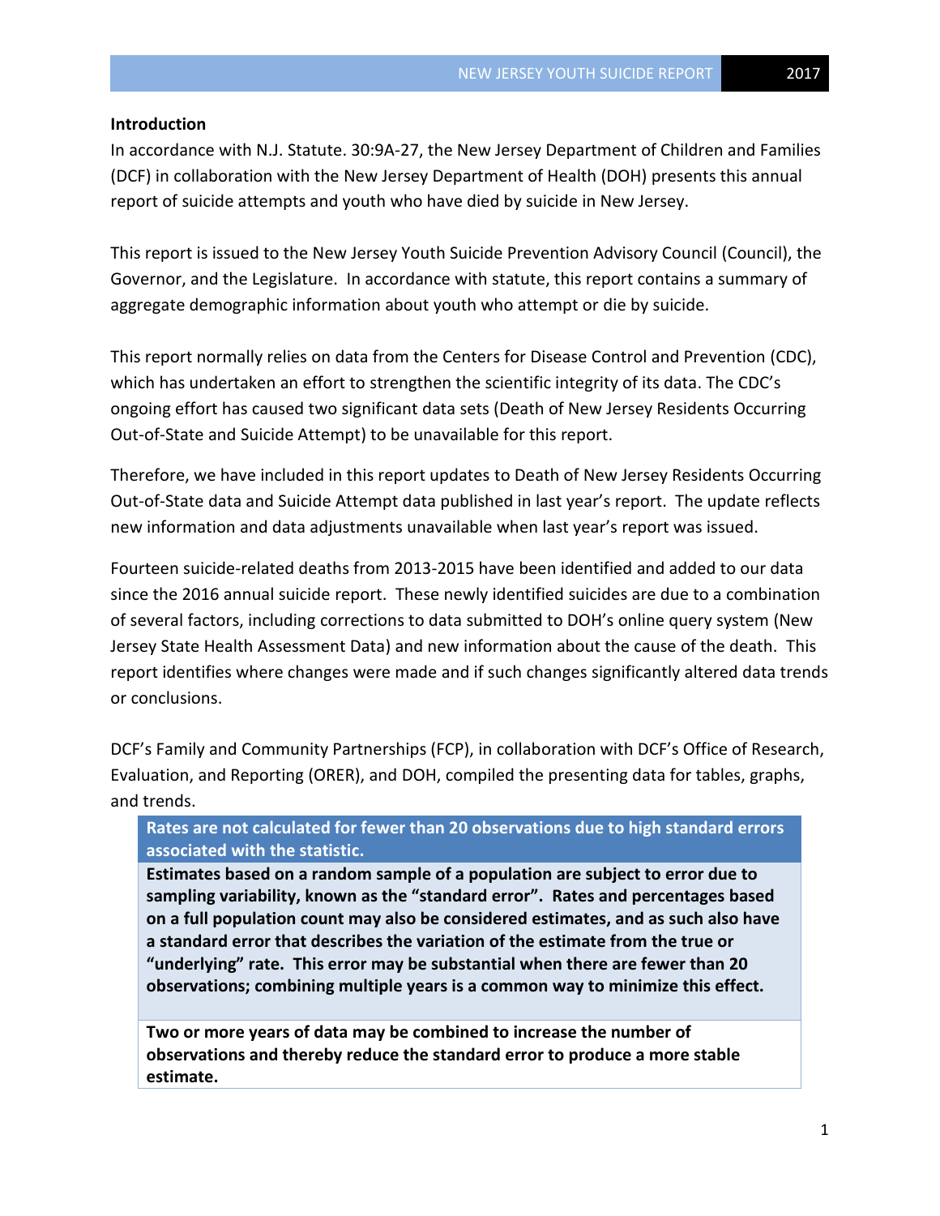**Introduction**

In accordance with N.J. Statute. 30:9A-27, the New Jersey Department of Children and Families (DCF) in collaboration with the New Jersey Department of Health (DOH) presents this annual report of suicide attempts and youth who have died by suicide in New Jersey.

This report is issued to the New Jersey Youth Suicide Prevention Advisory Council (Council), the Governor, and the Legislature. In accordance with statute, this report contains a summary of aggregate demographic information about youth who attempt or die by suicide.

This report normally relies on data from the Centers for Disease Control and Prevention (CDC), which has undertaken an effort to strengthen the scientific integrity of its data. The CDC's ongoing effort has caused two significant data sets (Death of New Jersey Residents Occurring Out-of-State and Suicide Attempt) to be unavailable for this report.

Therefore, we have included in this report updates to Death of New Jersey Residents Occurring Out-of-State data and Suicide Attempt data published in last year's report. The update reflects new information and data adjustments unavailable when last year's report was issued.

Fourteen suicide-related deaths from 2013-2015 have been identified and added to our data since the 2016 annual suicide report. These newly identified suicides are due to a combination of several factors, including corrections to data submitted to DOH's online query system (New Jersey State Health Assessment Data) and new information about the cause of the death. This report identifies where changes were made and if such changes significantly altered data trends or conclusions.

DCF's Family and Community Partnerships (FCP), in collaboration with DCF's Office of Research, Evaluation, and Reporting (ORER), and DOH, compiled the presenting data for tables, graphs, and trends.

| **Rates are not calculated for fewer than 20 observations due to high standard errors associated with the statistic.** |
|---|
| **Estimates based on a random sample of a population are subject to error due to sampling variability, known as the "standard error". Rates and percentages based on a full population count may also be considered estimates, and as such also have a standard error that describes the variation of the estimate from the true or "underlying" rate. This error may be substantial when there are fewer than 20 observations; combining multiple years is a common way to minimize this effect.** |
| **Two or more years of data may be combined to increase the number of observations and thereby reduce the standard error to produce a more stable estimate.** |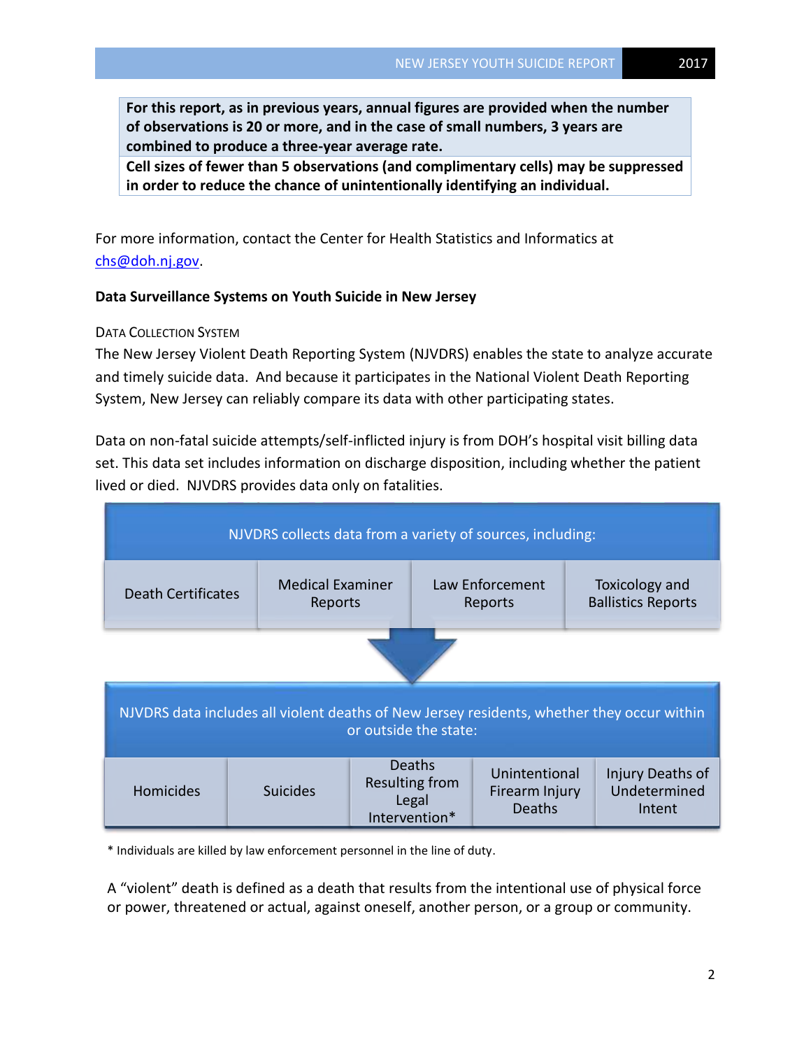| For this report, as in previous years, annual figures are provided when the number of observations is 20 or more, and in the case of small numbers, 3 years are combined to produce a three-year average rate. |
| --- |
| Cell sizes of fewer than 5 observations (and complimentary cells) may be suppressed in order to reduce the chance of unintentionally identifying an individual. |

For more information, contact the Center for Health Statistics and Informatics at chs@doh.nj.gov.

**Data Surveillance Systems on Youth Suicide in New Jersey**

DATA COLLECTION SYSTEM

The New Jersey Violent Death Reporting System (NJVDRS) enables the state to analyze accurate and timely suicide data. And because it participates in the National Violent Death Reporting System, New Jersey can reliably compare its data with other participating states.

Data on non-fatal suicide attempts/self-inflicted injury is from DOH's hospital visit billing data set. This data set includes information on discharge disposition, including whether the patient lived or died. NJVDRS provides data only on fatalities.

| NJVDRS collects data from a variety of sources, including: | | | |
| --- | --- | --- | --- |
| Death Certificates | Medical Examiner Reports | Law Enforcement Reports | Toxicology and Ballistics Reports |

| NJVDRS data includes all violent deaths of New Jersey residents, whether they occur within or outside the state: | | | | |
| --- | --- | --- | --- | --- |
| Homicides | Suicides | Deaths Resulting from Legal Intervention* | Unintentional Firearm Injury Deaths | Injury Deaths of Undetermined Intent |

* Individuals are killed by law enforcement personnel in the line of duty.

A "violent" death is defined as a death that results from the intentional use of physical force or power, threatened or actual, against oneself, another person, or a group or community.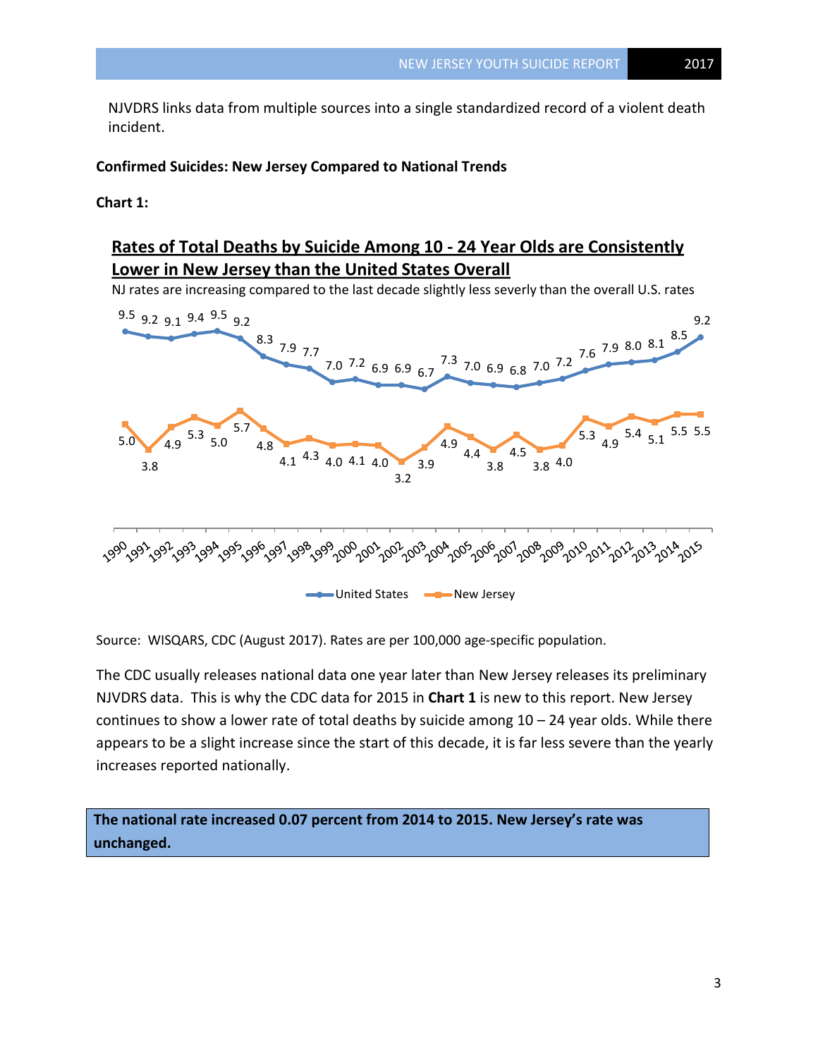NJVDRS links data from multiple sources into a single standardized record of a violent death incident.

**Confirmed Suicides: New Jersey Compared to National Trends**

**Chart 1:**

## Rates of Total Deaths by Suicide Among 10 - 24 Year Olds are Consistently Lower in New Jersey than the United States Overall

NJ rates are increasing compared to the last decade slightly less severly than the overall U.S. rates

| Year | United States | New Jersey |
|---|---|---|
| 1990 | 9.5 | 5.0 |
| 1991 | 9.2 | 3.8 |
| 1992 | 9.1 | 4.9 |
| 1993 | 9.4 | 5.3 |
| 1994 | 9.5 | 5.0 |
| 1995 | 9.2 | 5.7 |
| 1996 | 8.3 | 4.8 |
| 1997 | 7.9 | 4.1 |
| 1998 | 7.7 | 4.3 |
| 1999 | 7.0 | 4.0 |
| 2000 | 7.2 | 4.1 |
| 2001 | 6.9 | 4.0 |
| 2002 | 6.9 | 3.2 |
| 2003 | 6.7 | 3.9 |
| 2004 | 7.3 | 4.9 |
| 2005 | 7.0 | 4.4 |
| 2006 | 6.9 | 3.8 |
| 2007 | 6.8 | 4.5 |
| 2008 | 7.0 | 3.8 |
| 2009 | 7.2 | 4.0 |
| 2010 | 7.6 | 5.3 |
| 2011 | 7.9 | 4.9 |
| 2012 | 8.0 | 5.4 |
| 2013 | 8.1 | 5.1 |
| 2014 | 8.5 | 5.5 |
| 2015 | 9.2 | 5.5 |

Source: WISQARS, CDC (August 2017). Rates are per 100,000 age-specific population.

The CDC usually releases national data one year later than New Jersey releases its preliminary NJVDRS data. This is why the CDC data for 2015 in **Chart 1** is new to this report. New Jersey continues to show a lower rate of total deaths by suicide among 10 – 24 year olds. While there appears to be a slight increase since the start of this decade, it is far less severe than the yearly increases reported nationally.

**The national rate increased 0.07 percent from 2014 to 2015. New Jersey's rate was unchanged.**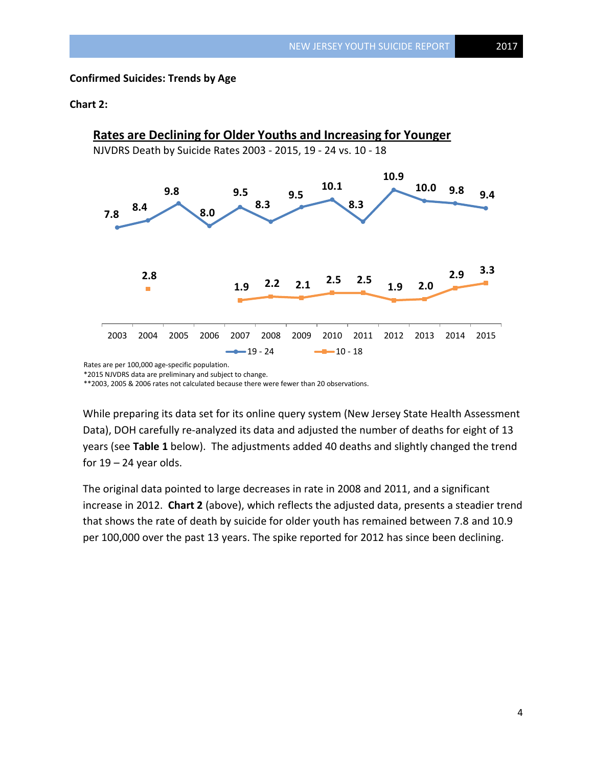**Confirmed Suicides: Trends by Age**

**Chart 2:**

**Rates are Declining for Older Youths and Increasing for Younger**

NJVDRS Death by Suicide Rates 2003 - 2015, 19 - 24 vs. 10 - 18

| Year | 19 - 24 | 10 - 18 |
|---|---|---|
| 2003 | 7.8 | |
| 2004 | 8.4 | 2.8 |
| 2005 | 9.8 | |
| 2006 | 8.0 | |
| 2007 | 9.5 | 1.9 |
| 2008 | 8.3 | 2.2 |
| 2009 | 9.5 | 2.1 |
| 2010 | 10.1 | 2.5 |
| 2011 | 8.3 | 2.5 |
| 2012 | 10.9 | 1.9 |
| 2013 | 10.0 | 2.0 |
| 2014 | 9.8 | 2.9 |
| 2015 | 9.4 | 3.3 |

Rates are per 100,000 age-specific population.
*2015 NJVDRS data are preliminary and subject to change.
**2003, 2005 & 2006 rates not calculated because there were fewer than 20 observations.

While preparing its data set for its online query system (New Jersey State Health Assessment Data), DOH carefully re-analyzed its data and adjusted the number of deaths for eight of 13 years (see **Table 1** below). The adjustments added 40 deaths and slightly changed the trend for 19 – 24 year olds.

The original data pointed to large decreases in rate in 2008 and 2011, and a significant increase in 2012. **Chart 2** (above), which reflects the adjusted data, presents a steadier trend that shows the rate of death by suicide for older youth has remained between 7.8 and 10.9 per 100,000 over the past 13 years. The spike reported for 2012 has since been declining.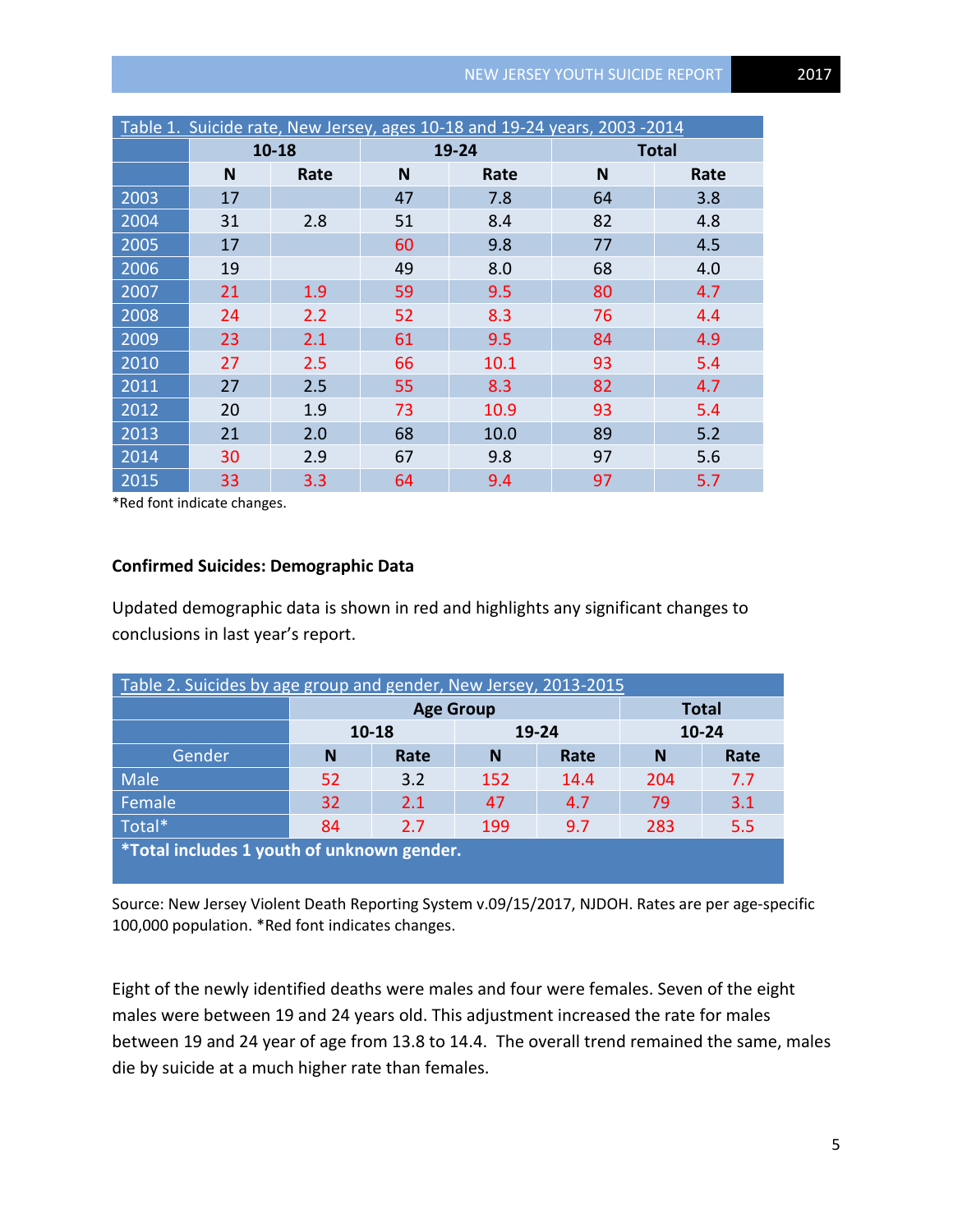| Table 1. Suicide rate, New Jersey, ages 10-18 and 19-24 years, 2003 -2014 | | | | | | |
|---|---|---|---|---|---|---|
| | 10-18 | | 19-24 | | Total | |
| | N | Rate | N | Rate | N | Rate |
| 2003 | 17 | | 47 | 7.8 | 64 | 3.8 |
| 2004 | 31 | 2.8 | 51 | 8.4 | 82 | 4.8 |
| 2005 | 17 | | 60 | 9.8 | 77 | 4.5 |
| 2006 | 19 | | 49 | 8.0 | 68 | 4.0 |
| 2007 | 21 | 1.9 | 59 | 9.5 | 80 | 4.7 |
| 2008 | 24 | 2.2 | 52 | 8.3 | 76 | 4.4 |
| 2009 | 23 | 2.1 | 61 | 9.5 | 84 | 4.9 |
| 2010 | 27 | 2.5 | 66 | 10.1 | 93 | 5.4 |
| 2011 | 27 | 2.5 | 55 | 8.3 | 82 | 4.7 |
| 2012 | 20 | 1.9 | 73 | 10.9 | 93 | 5.4 |
| 2013 | 21 | 2.0 | 68 | 10.0 | 89 | 5.2 |
| 2014 | 30 | 2.9 | 67 | 9.8 | 97 | 5.6 |
| 2015 | 33 | 3.3 | 64 | 9.4 | 97 | 5.7 |

*Red font indicate changes.

**Confirmed Suicides: Demographic Data**

Updated demographic data is shown in red and highlights any significant changes to conclusions in last year's report.

| Table 2. Suicides by age group and gender, New Jersey, 2013-2015 | | | | | | |
|---|---|---|---|---|---|---|
| | Age Group | | | | Total | |
| | 10-18 | | 19-24 | | 10-24 | |
| Gender | N | Rate | N | Rate | N | Rate |
| Male | 52 | 3.2 | 152 | 14.4 | 204 | 7.7 |
| Female | 32 | 2.1 | 47 | 4.7 | 79 | 3.1 |
| Total* | 84 | 2.7 | 199 | 9.7 | 283 | 5.5 |
| ***Total includes 1 youth of unknown gender.** | | | | | | |

Source: New Jersey Violent Death Reporting System v.09/15/2017, NJDOH. Rates are per age-specific 100,000 population. *Red font indicates changes.

Eight of the newly identified deaths were males and four were females. Seven of the eight males were between 19 and 24 years old. This adjustment increased the rate for males between 19 and 24 year of age from 13.8 to 14.4. The overall trend remained the same, males die by suicide at a much higher rate than females.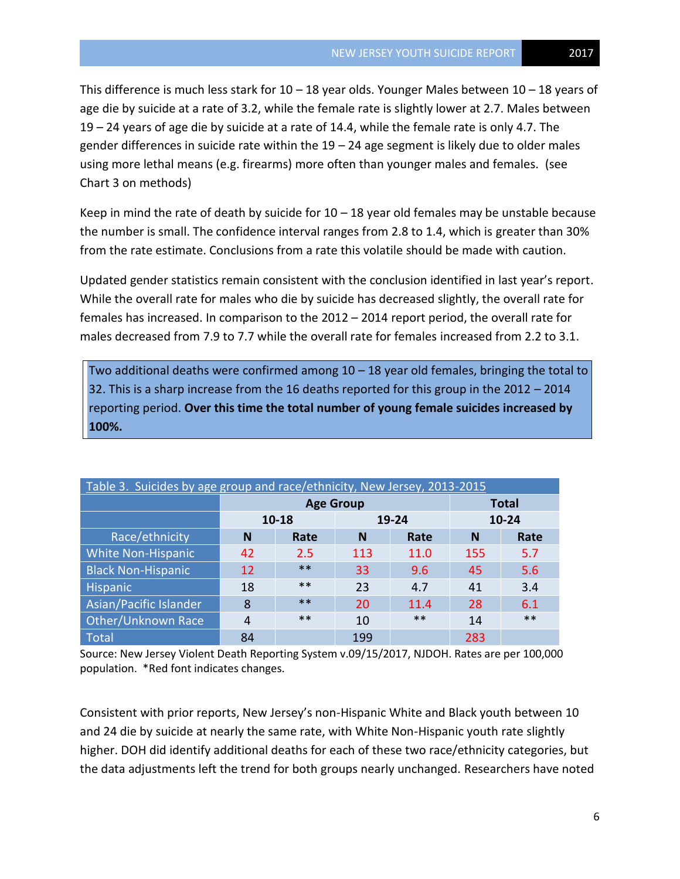This difference is much less stark for 10 – 18 year olds. Younger Males between 10 – 18 years of age die by suicide at a rate of 3.2, while the female rate is slightly lower at 2.7. Males between 19 – 24 years of age die by suicide at a rate of 14.4, while the female rate is only 4.7. The gender differences in suicide rate within the 19 – 24 age segment is likely due to older males using more lethal means (e.g. firearms) more often than younger males and females. (see Chart 3 on methods)

Keep in mind the rate of death by suicide for 10 – 18 year old females may be unstable because the number is small. The confidence interval ranges from 2.8 to 1.4, which is greater than 30% from the rate estimate. Conclusions from a rate this volatile should be made with caution.

Updated gender statistics remain consistent with the conclusion identified in last year's report. While the overall rate for males who die by suicide has decreased slightly, the overall rate for females has increased. In comparison to the 2012 – 2014 report period, the overall rate for males decreased from 7.9 to 7.7 while the overall rate for females increased from 2.2 to 3.1.

> Two additional deaths were confirmed among 10 – 18 year old females, bringing the total to 32. This is a sharp increase from the 16 deaths reported for this group in the 2012 – 2014 reporting period. **Over this time the total number of young female suicides increased by 100%.**

Table 3. Suicides by age group and race/ethnicity, New Jersey, 2013-2015

| | Age Group | | | | Total | |
|---|---|---|---|---|---|---|
| | 10-18 | | 19-24 | | 10-24 | |
| Race/ethnicity | N | Rate | N | Rate | N | Rate |
| White Non-Hispanic | 42 | 2.5 | 113 | 11.0 | 155 | 5.7 |
| Black Non-Hispanic | 12 | ** | 33 | 9.6 | 45 | 5.6 |
| Hispanic | 18 | ** | 23 | 4.7 | 41 | 3.4 |
| Asian/Pacific Islander | 8 | ** | 20 | 11.4 | 28 | 6.1 |
| Other/Unknown Race | 4 | ** | 10 | ** | 14 | ** |
| Total | 84 | | 199 | | 283 | |

Source: New Jersey Violent Death Reporting System v.09/15/2017, NJDOH. Rates are per 100,000 population. *Red font indicates changes.

Consistent with prior reports, New Jersey's non-Hispanic White and Black youth between 10 and 24 die by suicide at nearly the same rate, with White Non-Hispanic youth rate slightly higher. DOH did identify additional deaths for each of these two race/ethnicity categories, but the data adjustments left the trend for both groups nearly unchanged. Researchers have noted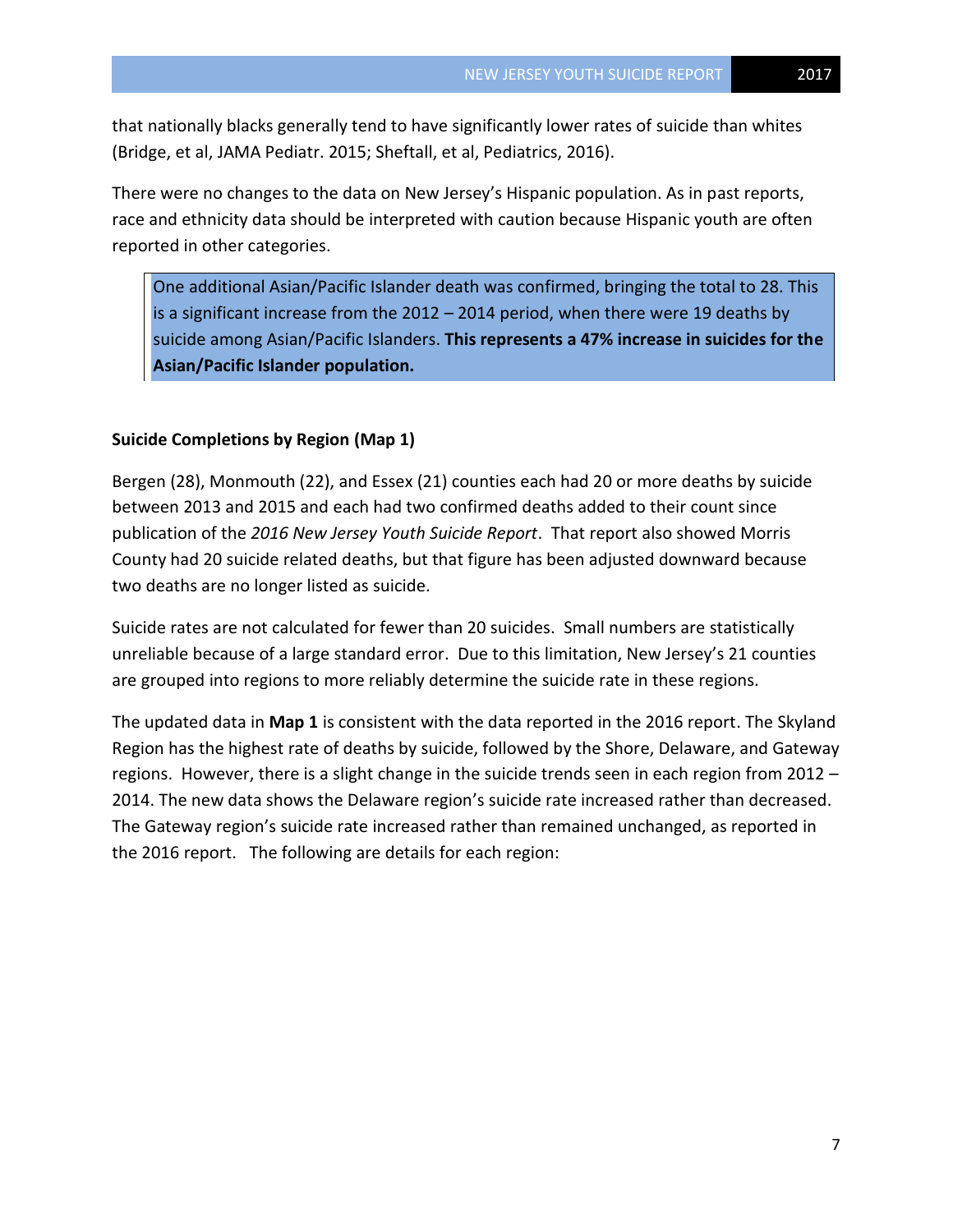that nationally blacks generally tend to have significantly lower rates of suicide than whites (Bridge, et al, JAMA Pediatr. 2015; Sheftall, et al, Pediatrics, 2016).

There were no changes to the data on New Jersey's Hispanic population. As in past reports, race and ethnicity data should be interpreted with caution because Hispanic youth are often reported in other categories.

> One additional Asian/Pacific Islander death was confirmed, bringing the total to 28. This is a significant increase from the 2012 – 2014 period, when there were 19 deaths by suicide among Asian/Pacific Islanders. **This represents a 47% increase in suicides for the Asian/Pacific Islander population.**

**Suicide Completions by Region (Map 1)**

Bergen (28), Monmouth (22), and Essex (21) counties each had 20 or more deaths by suicide between 2013 and 2015 and each had two confirmed deaths added to their count since publication of the *2016 New Jersey Youth Suicide Report*. That report also showed Morris County had 20 suicide related deaths, but that figure has been adjusted downward because two deaths are no longer listed as suicide.

Suicide rates are not calculated for fewer than 20 suicides. Small numbers are statistically unreliable because of a large standard error. Due to this limitation, New Jersey's 21 counties are grouped into regions to more reliably determine the suicide rate in these regions.

The updated data in **Map 1** is consistent with the data reported in the 2016 report. The Skyland Region has the highest rate of deaths by suicide, followed by the Shore, Delaware, and Gateway regions. However, there is a slight change in the suicide trends seen in each region from 2012 – 2014. The new data shows the Delaware region's suicide rate increased rather than decreased. The Gateway region's suicide rate increased rather than remained unchanged, as reported in the 2016 report. The following are details for each region: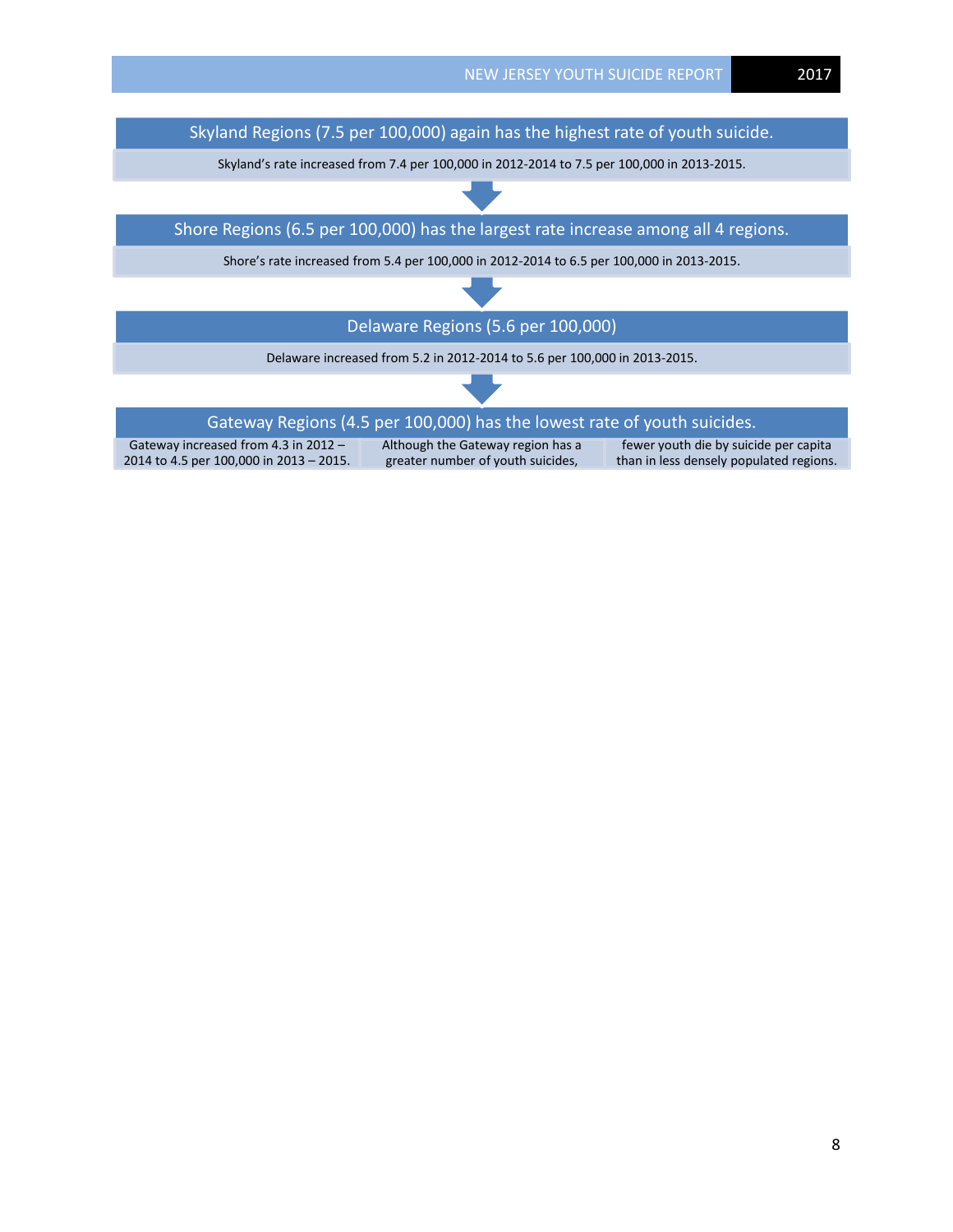**Skyland Regions (7.5 per 100,000) again has the highest rate of youth suicide.**

Skyland's rate increased from 7.4 per 100,000 in 2012-2014 to 7.5 per 100,000 in 2013-2015.

**Shore Regions (6.5 per 100,000) has the largest rate increase among all 4 regions.**

Shore's rate increased from 5.4 per 100,000 in 2012-2014 to 6.5 per 100,000 in 2013-2015.

**Delaware Regions (5.6 per 100,000)**

Delaware increased from 5.2 in 2012-2014 to 5.6 per 100,000 in 2013-2015.

**Gateway Regions (4.5 per 100,000) has the lowest rate of youth suicides.**

Gateway increased from 4.3 in 2012 – 2014 to 4.5 per 100,000 in 2013 – 2015.

Although the Gateway region has a greater number of youth suicides, fewer youth die by suicide per capita than in less densely populated regions.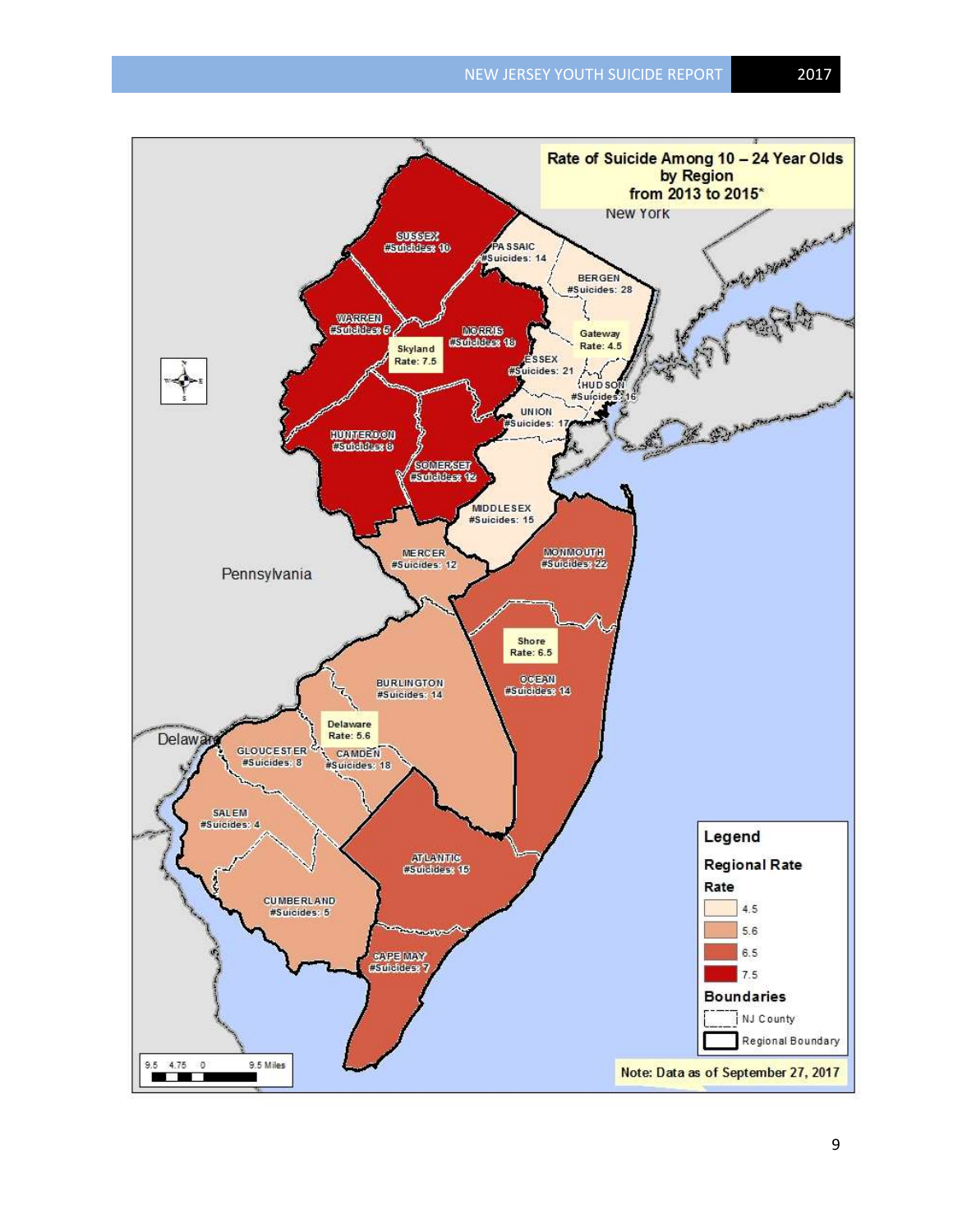## Rate of Suicide Among 10 – 24 Year Olds by Region from 2013 to 2015*

New York

SUSSEX
#Suicides: 10

PASSAIC
#Suicides: 14

BERGEN
#Suicides: 28

WARREN
#Suicides: 5

MORRIS
#Suicides: 18

Skyland
Rate: 7.5

Gateway
Rate: 4.5

ESSEX
#Suicides: 21

HUDSON
#Suicides: 16

UNION
#Suicides: 17

HUNTERDON
#Suicides: 8

SOMERSET
#Suicides: 12

MIDDLESEX
#Suicides: 15

MERCER
#Suicides: 12

MONMOUTH
#Suicides: 22

Pennsylvania

Shore
Rate: 6.5

BURLINGTON
#Suicides: 14

OCEAN
#Suicides: 14

Delaware
Rate: 5.6

Delaware

GLOUCESTER
#Suicides: 8

CAMDEN
#Suicides: 18

SALEM
#Suicides: 4

ATLANTIC
#Suicides: 15

CUMBERLAND
#Suicides: 5

CAPE MAY
#Suicides: 7

**Legend**

**Regional Rate**

**Rate**

| Rate |
|---|
| 4.5 |
| 5.6 |
| 6.5 |
| 7.5 |

**Boundaries**

- NJ County
- Regional Boundary

9.5 4.75 0 9.5 Miles

Note: Data as of September 27, 2017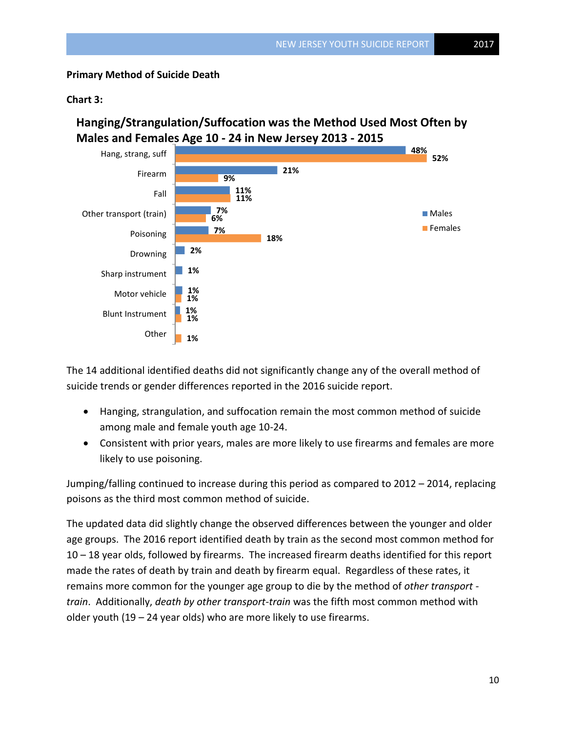**Primary Method of Suicide Death**

**Chart 3:**

**Hanging/Strangulation/Suffocation was the Method Used Most Often by Males and Females Age 10 - 24 in New Jersey 2013 - 2015**

| Method | Males | Females |
|---|---|---|
| Hang, strang, suff | 48% | 52% |
| Firearm | 21% | 9% |
| Fall | 11% | 11% |
| Other transport (train) | 7% | 6% |
| Poisoning | 7% | 18% |
| Drowning | 2% | |
| Sharp instrument | 1% | |
| Motor vehicle | 1% | 1% |
| Blunt Instrument | 1% | 1% |
| Other | | 1% |

The 14 additional identified deaths did not significantly change any of the overall method of suicide trends or gender differences reported in the 2016 suicide report.

- Hanging, strangulation, and suffocation remain the most common method of suicide among male and female youth age 10-24.
- Consistent with prior years, males are more likely to use firearms and females are more likely to use poisoning.

Jumping/falling continued to increase during this period as compared to 2012 – 2014, replacing poisons as the third most common method of suicide.

The updated data did slightly change the observed differences between the younger and older age groups. The 2016 report identified death by train as the second most common method for 10 – 18 year olds, followed by firearms. The increased firearm deaths identified for this report made the rates of death by train and death by firearm equal. Regardless of these rates, it remains more common for the younger age group to die by the method of *other transport - train*. Additionally, *death by other transport-train* was the fifth most common method with older youth (19 – 24 year olds) who are more likely to use firearms.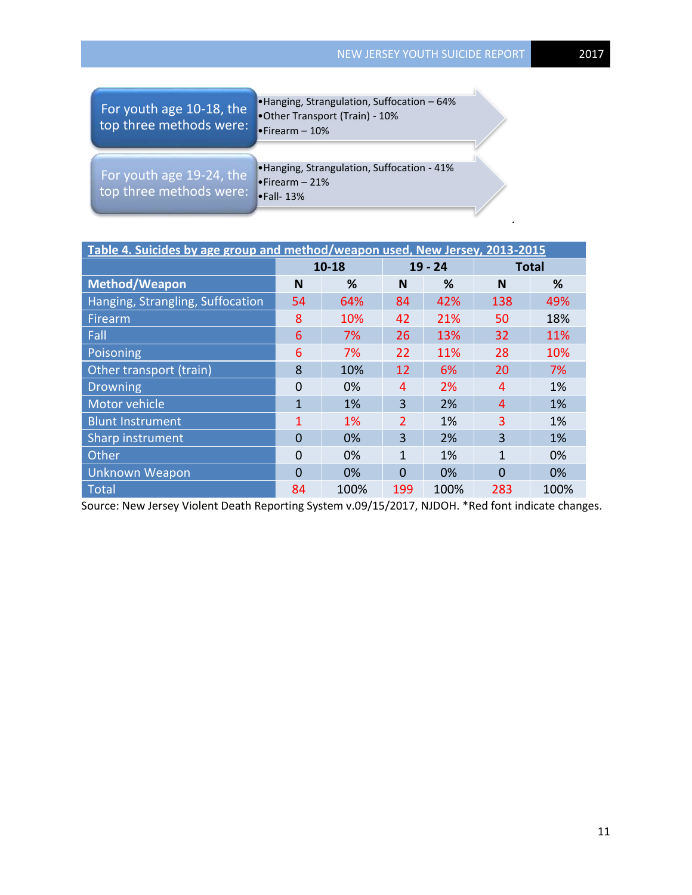For youth age 10-18, the top three methods were:

- Hanging, Strangulation, Suffocation – 64%
- Other Transport (Train) - 10%
- Firearm – 10%

For youth age 19-24, the top three methods were:

- Hanging, Strangulation, Suffocation - 41%
- Firearm – 21%
- Fall- 13%

**Table 4. Suicides by age group and method/weapon used, New Jersey, 2013-2015**

| | 10-18 | | 19 - 24 | | Total | |
|---|---|---|---|---|---|---|
| **Method/Weapon** | **N** | **%** | **N** | **%** | **N** | **%** |
| Hanging, Strangling, Suffocation | 54 | 64% | 84 | 42% | 138 | 49% |
| Firearm | 8 | 10% | 42 | 21% | 50 | 18% |
| Fall | 6 | 7% | 26 | 13% | 32 | 11% |
| Poisoning | 6 | 7% | 22 | 11% | 28 | 10% |
| Other transport (train) | 8 | 10% | 12 | 6% | 20 | 7% |
| Drowning | 0 | 0% | 4 | 2% | 4 | 1% |
| Motor vehicle | 1 | 1% | 3 | 2% | 4 | 1% |
| Blunt Instrument | 1 | 1% | 2 | 1% | 3 | 1% |
| Sharp instrument | 0 | 0% | 3 | 2% | 3 | 1% |
| Other | 0 | 0% | 1 | 1% | 1 | 0% |
| Unknown Weapon | 0 | 0% | 0 | 0% | 0 | 0% |
| Total | 84 | 100% | 199 | 100% | 283 | 100% |

Source: New Jersey Violent Death Reporting System v.09/15/2017, NJDOH. *Red font indicate changes.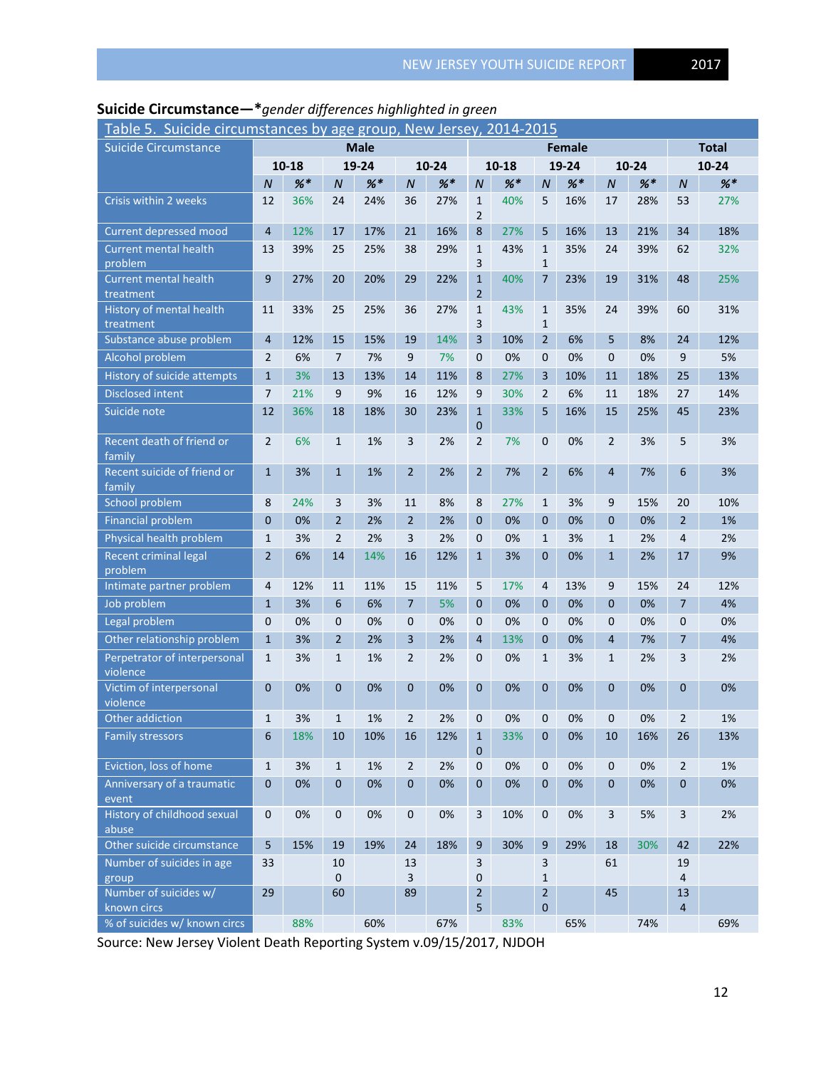**Suicide Circumstance—***gender differences highlighted in green*

Table 5. Suicide circumstances by age group, New Jersey, 2014-2015

| Suicide Circumstance | Male | | | | | | Female | | | | | | Total | |
|---|---|---|---|---|---|---|---|---|---|---|---|---|---|---|
| | 10-18 | | 19-24 | | 10-24 | | 10-18 | | 19-24 | | 10-24 | | 10-24 | |
| | *N* | *%** | *N* | *%** | *N* | *%** | *N* | *%** | *N* | *%** | *N* | *%** | *N* | *%** |
| Crisis within 2 weeks | 12 | 36% | 24 | 24% | 36 | 27% | 12 | 40% | 5 | 16% | 17 | 28% | 53 | 27% |
| Current depressed mood | 4 | 12% | 17 | 17% | 21 | 16% | 8 | 27% | 5 | 16% | 13 | 21% | 34 | 18% |
| Current mental health problem | 13 | 39% | 25 | 25% | 38 | 29% | 13 | 43% | 11 | 35% | 24 | 39% | 62 | 32% |
| Current mental health treatment | 9 | 27% | 20 | 20% | 29 | 22% | 12 | 40% | 7 | 23% | 19 | 31% | 48 | 25% |
| History of mental health treatment | 11 | 33% | 25 | 25% | 36 | 27% | 13 | 43% | 11 | 35% | 24 | 39% | 60 | 31% |
| Substance abuse problem | 4 | 12% | 15 | 15% | 19 | 14% | 3 | 10% | 2 | 6% | 5 | 8% | 24 | 12% |
| Alcohol problem | 2 | 6% | 7 | 7% | 9 | 7% | 0 | 0% | 0 | 0% | 0 | 0% | 9 | 5% |
| History of suicide attempts | 1 | 3% | 13 | 13% | 14 | 11% | 8 | 27% | 3 | 10% | 11 | 18% | 25 | 13% |
| Disclosed intent | 7 | 21% | 9 | 9% | 16 | 12% | 9 | 30% | 2 | 6% | 11 | 18% | 27 | 14% |
| Suicide note | 12 | 36% | 18 | 18% | 30 | 23% | 10 | 33% | 5 | 16% | 15 | 25% | 45 | 23% |
| Recent death of friend or family | 2 | 6% | 1 | 1% | 3 | 2% | 2 | 7% | 0 | 0% | 2 | 3% | 5 | 3% |
| Recent suicide of friend or family | 1 | 3% | 1 | 1% | 2 | 2% | 2 | 7% | 2 | 6% | 4 | 7% | 6 | 3% |
| School problem | 8 | 24% | 3 | 3% | 11 | 8% | 8 | 27% | 1 | 3% | 9 | 15% | 20 | 10% |
| Financial problem | 0 | 0% | 2 | 2% | 2 | 2% | 0 | 0% | 0 | 0% | 0 | 0% | 2 | 1% |
| Physical health problem | 1 | 3% | 2 | 2% | 3 | 2% | 0 | 0% | 1 | 3% | 1 | 2% | 4 | 2% |
| Recent criminal legal problem | 2 | 6% | 14 | 14% | 16 | 12% | 1 | 3% | 0 | 0% | 1 | 2% | 17 | 9% |
| Intimate partner problem | 4 | 12% | 11 | 11% | 15 | 11% | 5 | 17% | 4 | 13% | 9 | 15% | 24 | 12% |
| Job problem | 1 | 3% | 6 | 6% | 7 | 5% | 0 | 0% | 0 | 0% | 0 | 0% | 7 | 4% |
| Legal problem | 0 | 0% | 0 | 0% | 0 | 0% | 0 | 0% | 0 | 0% | 0 | 0% | 0 | 0% |
| Other relationship problem | 1 | 3% | 2 | 2% | 3 | 2% | 4 | 13% | 0 | 0% | 4 | 7% | 7 | 4% |
| Perpetrator of interpersonal violence | 1 | 3% | 1 | 1% | 2 | 2% | 0 | 0% | 1 | 3% | 1 | 2% | 3 | 2% |
| Victim of interpersonal violence | 0 | 0% | 0 | 0% | 0 | 0% | 0 | 0% | 0 | 0% | 0 | 0% | 0 | 0% |
| Other addiction | 1 | 3% | 1 | 1% | 2 | 2% | 0 | 0% | 0 | 0% | 0 | 0% | 2 | 1% |
| Family stressors | 6 | 18% | 10 | 10% | 16 | 12% | 10 | 33% | 0 | 0% | 10 | 16% | 26 | 13% |
| Eviction, loss of home | 1 | 3% | 1 | 1% | 2 | 2% | 0 | 0% | 0 | 0% | 0 | 0% | 2 | 1% |
| Anniversary of a traumatic event | 0 | 0% | 0 | 0% | 0 | 0% | 0 | 0% | 0 | 0% | 0 | 0% | 0 | 0% |
| History of childhood sexual abuse | 0 | 0% | 0 | 0% | 0 | 0% | 3 | 10% | 0 | 0% | 3 | 5% | 3 | 2% |
| Other suicide circumstance | 5 | 15% | 19 | 19% | 24 | 18% | 9 | 30% | 9 | 29% | 18 | 30% | 42 | 22% |
| Number of suicides in age group | 33 | | 100 | | 133 | | 30 | | 31 | | 61 | | 194 | |
| Number of suicides w/ known circs | 29 | | 60 | | 89 | | 25 | | 20 | | 45 | | 134 | |
| % of suicides w/ known circs | | 88% | | 60% | | 67% | | 83% | | 65% | | 74% | | 69% |

Source: New Jersey Violent Death Reporting System v.09/15/2017, NJDOH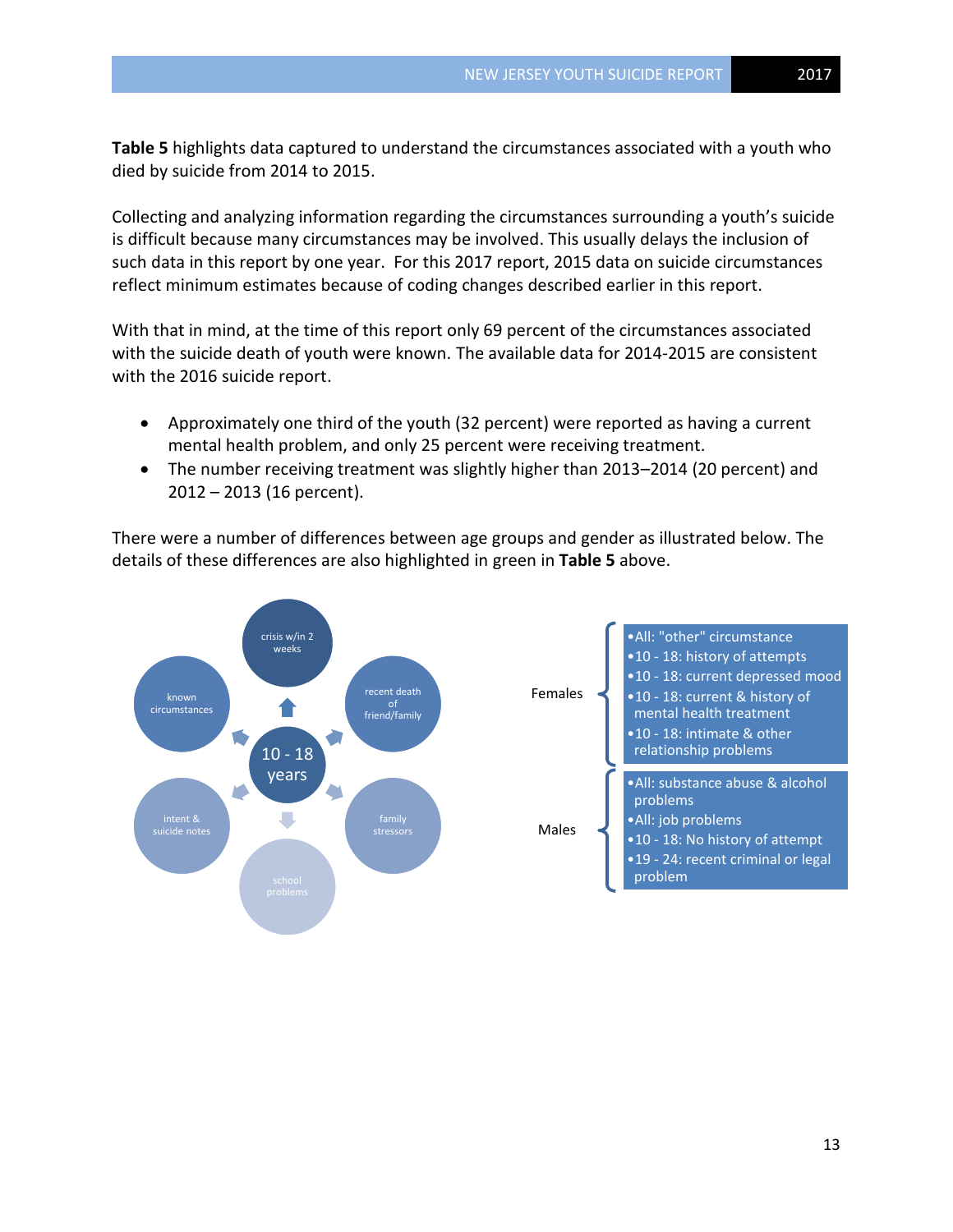**Table 5** highlights data captured to understand the circumstances associated with a youth who died by suicide from 2014 to 2015.

Collecting and analyzing information regarding the circumstances surrounding a youth's suicide is difficult because many circumstances may be involved. This usually delays the inclusion of such data in this report by one year. For this 2017 report, 2015 data on suicide circumstances reflect minimum estimates because of coding changes described earlier in this report.

With that in mind, at the time of this report only 69 percent of the circumstances associated with the suicide death of youth were known. The available data for 2014-2015 are consistent with the 2016 suicide report.

- Approximately one third of the youth (32 percent) were reported as having a current mental health problem, and only 25 percent were receiving treatment.
- The number receiving treatment was slightly higher than 2013–2014 (20 percent) and 2012 – 2013 (16 percent).

There were a number of differences between age groups and gender as illustrated below. The details of these differences are also highlighted in green in **Table 5** above.

**10 - 18 years**

- crisis w/in 2 weeks
- recent death of friend/family
- family stressors
- school problems
- intent & suicide notes
- known circumstances

**Females**

- All: "other" circumstance
- 10 - 18: history of attempts
- 10 - 18: current depressed mood
- 10 - 18: current & history of mental health treatment
- 10 - 18: intimate & other relationship problems

**Males**

- All: substance abuse & alcohol problems
- All: job problems
- 10 - 18: No history of attempt
- 19 - 24: recent criminal or legal problem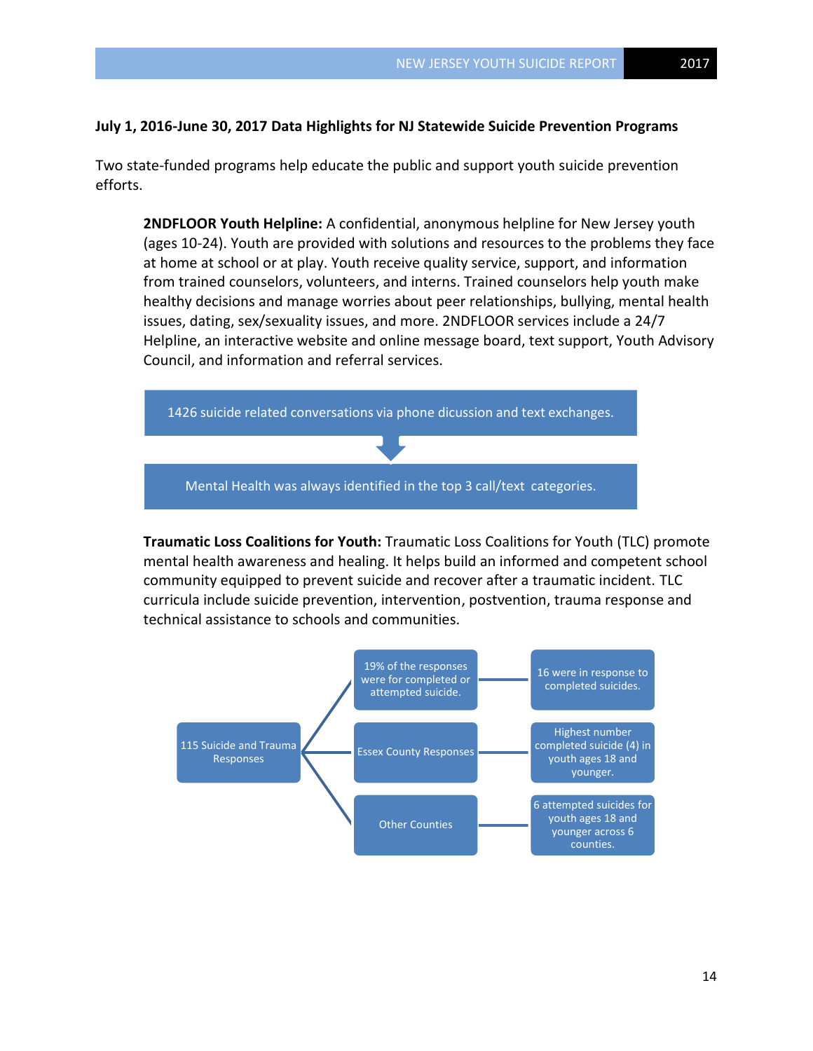**July 1, 2016-June 30, 2017 Data Highlights for NJ Statewide Suicide Prevention Programs**

Two state-funded programs help educate the public and support youth suicide prevention efforts.

**2NDFLOOR Youth Helpline:** A confidential, anonymous helpline for New Jersey youth (ages 10-24). Youth are provided with solutions and resources to the problems they face at home at school or at play. Youth receive quality service, support, and information from trained counselors, volunteers, and interns. Trained counselors help youth make healthy decisions and manage worries about peer relationships, bullying, mental health issues, dating, sex/sexuality issues, and more. 2NDFLOOR services include a 24/7 Helpline, an interactive website and online message board, text support, Youth Advisory Council, and information and referral services.

1426 suicide related conversations via phone dicussion and text exchanges.

Mental Health was always identified in the top 3 call/text categories.

**Traumatic Loss Coalitions for Youth:** Traumatic Loss Coalitions for Youth (TLC) promote mental health awareness and healing. It helps build an informed and competent school community equipped to prevent suicide and recover after a traumatic incident. TLC curricula include suicide prevention, intervention, postvention, trauma response and technical assistance to schools and communities.

115 Suicide and Trauma Responses

- 19% of the responses were for completed or attempted suicide. — 16 were in response to completed suicides.
- Essex County Responses — Highest number completed suicide (4) in youth ages 18 and younger.
- Other Counties — 6 attempted suicides for youth ages 18 and younger across 6 counties.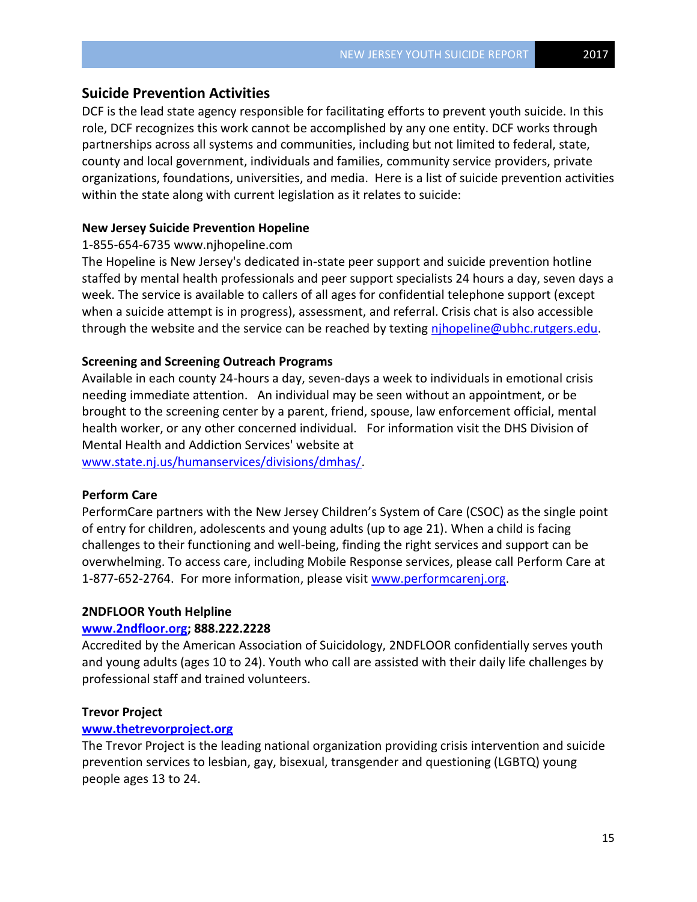## Suicide Prevention Activities

DCF is the lead state agency responsible for facilitating efforts to prevent youth suicide. In this role, DCF recognizes this work cannot be accomplished by any one entity. DCF works through partnerships across all systems and communities, including but not limited to federal, state, county and local government, individuals and families, community service providers, private organizations, foundations, universities, and media. Here is a list of suicide prevention activities within the state along with current legislation as it relates to suicide:

**New Jersey Suicide Prevention Hopeline**

1-855-654-6735 www.njhopeline.com

The Hopeline is New Jersey's dedicated in-state peer support and suicide prevention hotline staffed by mental health professionals and peer support specialists 24 hours a day, seven days a week. The service is available to callers of all ages for confidential telephone support (except when a suicide attempt is in progress), assessment, and referral. Crisis chat is also accessible through the website and the service can be reached by texting njhopeline@ubhc.rutgers.edu.

**Screening and Screening Outreach Programs**

Available in each county 24-hours a day, seven-days a week to individuals in emotional crisis needing immediate attention. An individual may be seen without an appointment, or be brought to the screening center by a parent, friend, spouse, law enforcement official, mental health worker, or any other concerned individual. For information visit the DHS Division of Mental Health and Addiction Services' website at www.state.nj.us/humanservices/divisions/dmhas/.

**Perform Care**

PerformCare partners with the New Jersey Children's System of Care (CSOC) as the single point of entry for children, adolescents and young adults (up to age 21). When a child is facing challenges to their functioning and well-being, finding the right services and support can be overwhelming. To access care, including Mobile Response services, please call Perform Care at 1-877-652-2764. For more information, please visit www.performcarenj.org.

**2NDFLOOR Youth Helpline**

**www.2ndfloor.org; 888.222.2228**

Accredited by the American Association of Suicidology, 2NDFLOOR confidentially serves youth and young adults (ages 10 to 24). Youth who call are assisted with their daily life challenges by professional staff and trained volunteers.

**Trevor Project**

**www.thetrevorproject.org**

The Trevor Project is the leading national organization providing crisis intervention and suicide prevention services to lesbian, gay, bisexual, transgender and questioning (LGBTQ) young people ages 13 to 24.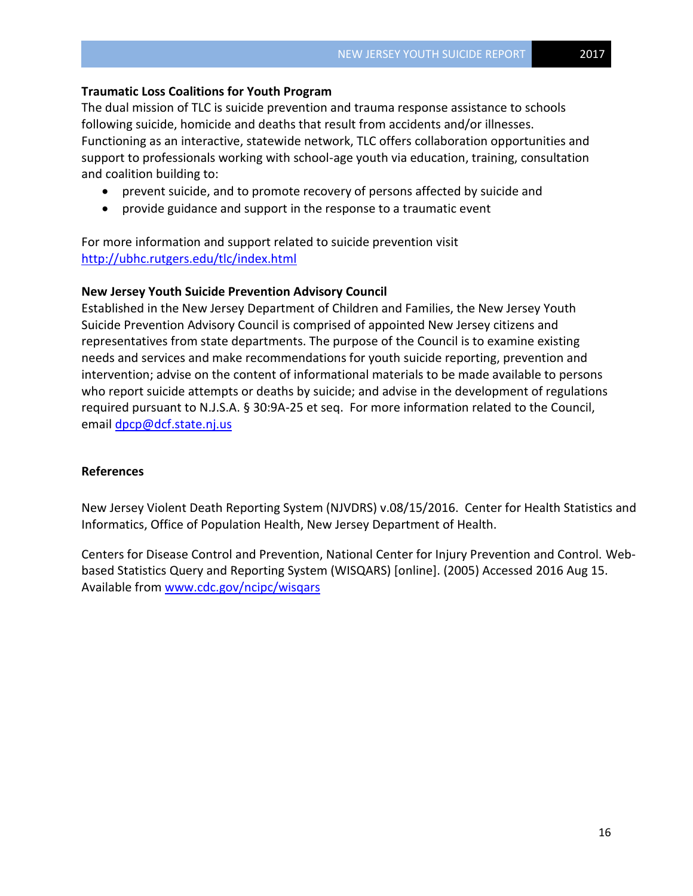**Traumatic Loss Coalitions for Youth Program**

The dual mission of TLC is suicide prevention and trauma response assistance to schools following suicide, homicide and deaths that result from accidents and/or illnesses. Functioning as an interactive, statewide network, TLC offers collaboration opportunities and support to professionals working with school-age youth via education, training, consultation and coalition building to:

- prevent suicide, and to promote recovery of persons affected by suicide and
- provide guidance and support in the response to a traumatic event

For more information and support related to suicide prevention visit http://ubhc.rutgers.edu/tlc/index.html

**New Jersey Youth Suicide Prevention Advisory Council**

Established in the New Jersey Department of Children and Families, the New Jersey Youth Suicide Prevention Advisory Council is comprised of appointed New Jersey citizens and representatives from state departments. The purpose of the Council is to examine existing needs and services and make recommendations for youth suicide reporting, prevention and intervention; advise on the content of informational materials to be made available to persons who report suicide attempts or deaths by suicide; and advise in the development of regulations required pursuant to N.J.S.A. § 30:9A-25 et seq. For more information related to the Council, email dpcp@dcf.state.nj.us

**References**

New Jersey Violent Death Reporting System (NJVDRS) v.08/15/2016. Center for Health Statistics and Informatics, Office of Population Health, New Jersey Department of Health.

Centers for Disease Control and Prevention, National Center for Injury Prevention and Control. Web-based Statistics Query and Reporting System (WISQARS) [online]. (2005) Accessed 2016 Aug 15. Available from www.cdc.gov/ncipc/wisqars